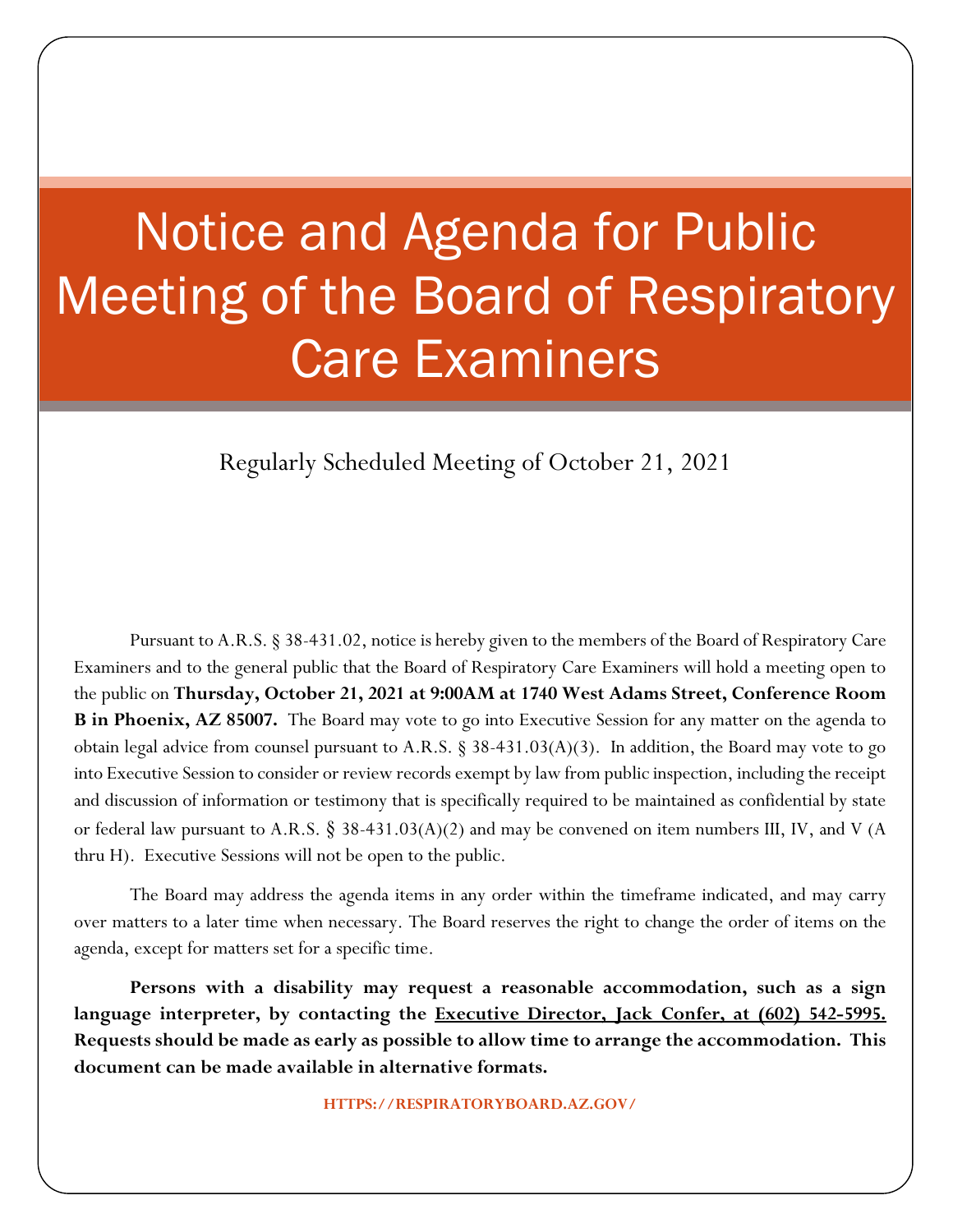# Notice and Agenda for Public Meeting of the Board of Respiratory Care Examiners

Regularly Scheduled Meeting of October 21, 2021

Pursuant to A.R.S. § 38-431.02, notice is hereby given to the members of the Board of Respiratory Care Examiners and to the general public that the Board of Respiratory Care Examiners will hold a meeting open to the public on **Thursday, October 21, 2021 at 9:00AM at 1740 West Adams Street, Conference Room B in Phoenix, AZ 85007.** The Board may vote to go into Executive Session for any matter on the agenda to obtain legal advice from counsel pursuant to A.R.S. § 38-431.03(A)(3). In addition, the Board may vote to go into Executive Session to consider or review records exempt by law from public inspection, including the receipt and discussion of information or testimony that is specifically required to be maintained as confidential by state or federal law pursuant to A.R.S. § 38-431.03(A)(2) and may be convened on item numbers III, IV, and V (A thru H). Executive Sessions will not be open to the public.

The Board may address the agenda items in any order within the timeframe indicated, and may carry over matters to a later time when necessary. The Board reserves the right to change the order of items on the agenda, except for matters set for a specific time.

**Persons with a disability may request a reasonable accommodation, such as a sign language interpreter, by contacting the Executive Director, Jack Confer, at (602) 542-5995. Requests should be made as early as possible to allow time to arrange the accommodation. This document can be made available in alternative formats.**

HTTPS://RESPIRATORYBOARD.AZ.GOV/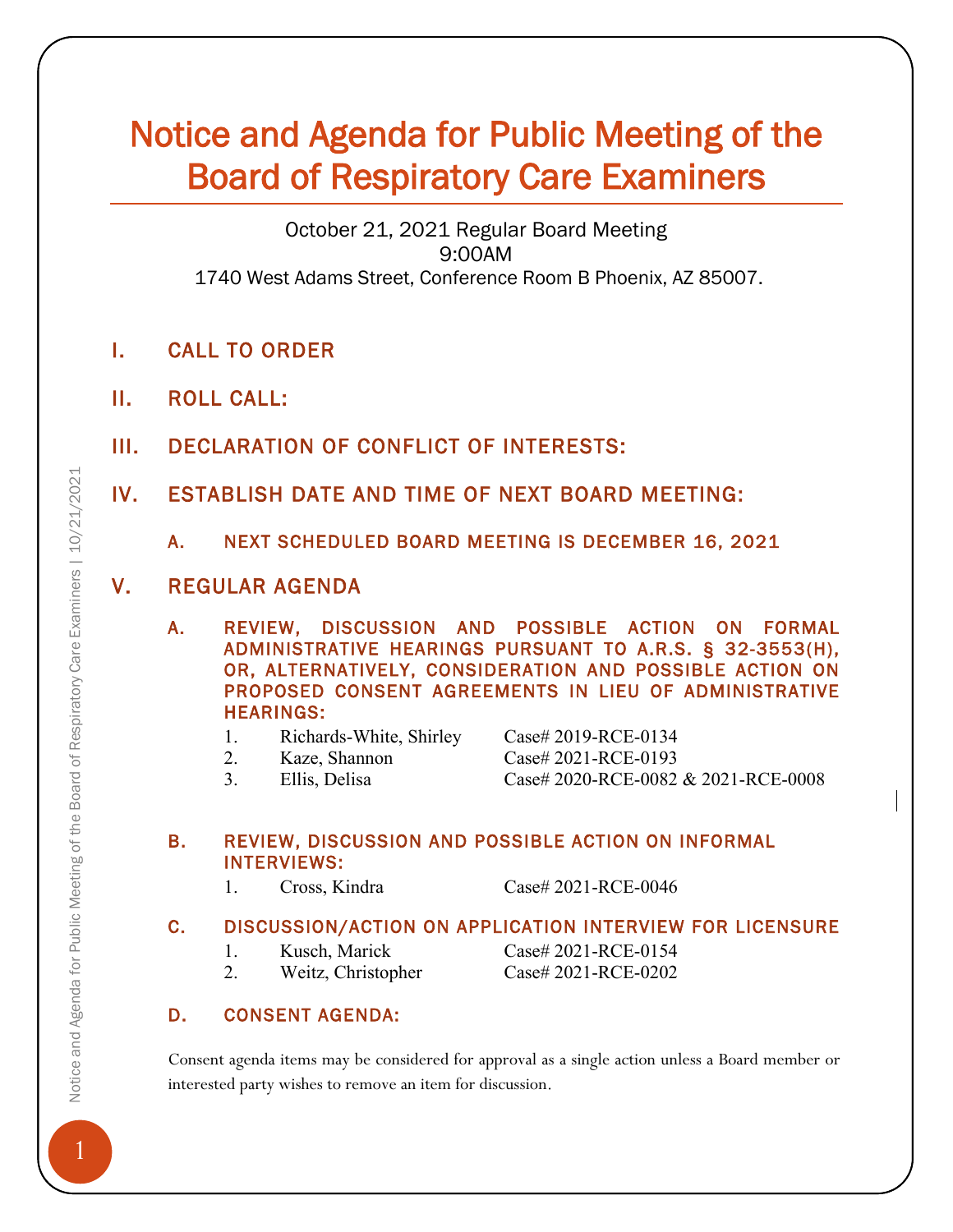# Notice and Agenda for Public Meeting of the Board of Respiratory Care Examiners

October 21, 2021 Regular Board Meeting
9:00AM
1740 West Adams Street, Conference Room B Phoenix, AZ 85007.

## I. CALL TO ORDER

## II. ROLL CALL:

## III. DECLARATION OF CONFLICT OF INTERESTS:

## IV. ESTABLISH DATE AND TIME OF NEXT BOARD MEETING:

### A. NEXT SCHEDULED BOARD MEETING IS DECEMBER 16, 2021

## V. REGULAR AGENDA

### A. REVIEW, DISCUSSION AND POSSIBLE ACTION ON FORMAL ADMINISTRATIVE HEARINGS PURSUANT TO A.R.S. § 32-3553(H), OR, ALTERNATIVELY, CONSIDERATION AND POSSIBLE ACTION ON PROPOSED CONSENT AGREEMENTS IN LIEU OF ADMINISTRATIVE HEARINGS:

1. Richards-White, Shirley — Case# 2019-RCE-0134
2. Kaze, Shannon — Case# 2021-RCE-0193
3. Ellis, Delisa — Case# 2020-RCE-0082 & 2021-RCE-0008

### B. REVIEW, DISCUSSION AND POSSIBLE ACTION ON INFORMAL INTERVIEWS:

1. Cross, Kindra — Case# 2021-RCE-0046

### C. DISCUSSION/ACTION ON APPLICATION INTERVIEW FOR LICENSURE

1. Kusch, Marick — Case# 2021-RCE-0154
2. Weitz, Christopher — Case# 2021-RCE-0202

### D. CONSENT AGENDA:

Consent agenda items may be considered for approval as a single action unless a Board member or interested party wishes to remove an item for discussion.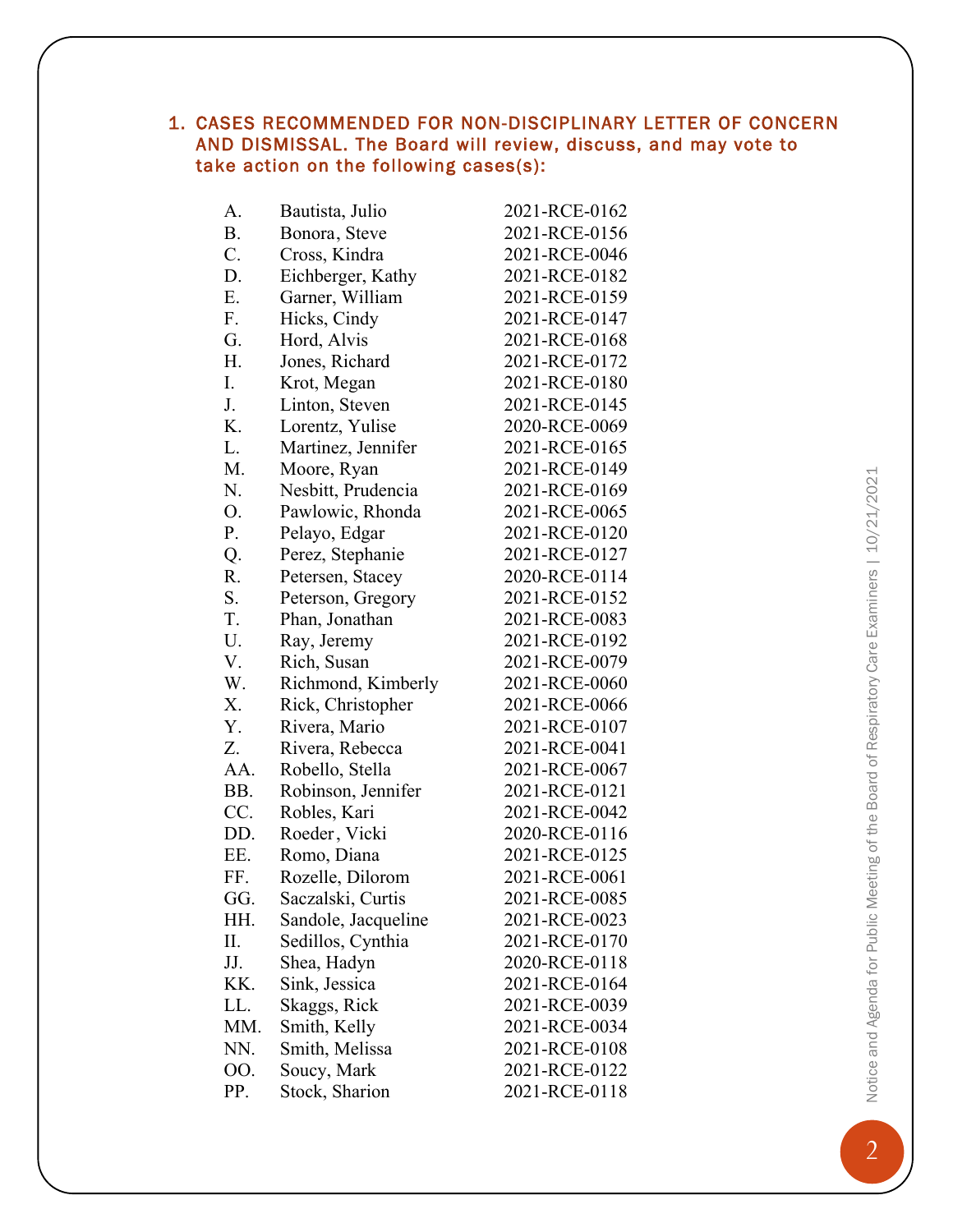1. **CASES RECOMMENDED FOR NON-DISCIPLINARY LETTER OF CONCERN AND DISMISSAL. The Board will review, discuss, and may vote to take action on the following cases(s):**

| | | |
|---|---|---|
| A. | Bautista, Julio | 2021-RCE-0162 |
| B. | Bonora, Steve | 2021-RCE-0156 |
| C. | Cross, Kindra | 2021-RCE-0046 |
| D. | Eichberger, Kathy | 2021-RCE-0182 |
| E. | Garner, William | 2021-RCE-0159 |
| F. | Hicks, Cindy | 2021-RCE-0147 |
| G. | Hord, Alvis | 2021-RCE-0168 |
| H. | Jones, Richard | 2021-RCE-0172 |
| I. | Krot, Megan | 2021-RCE-0180 |
| J. | Linton, Steven | 2021-RCE-0145 |
| K. | Lorentz, Yulise | 2020-RCE-0069 |
| L. | Martinez, Jennifer | 2021-RCE-0165 |
| M. | Moore, Ryan | 2021-RCE-0149 |
| N. | Nesbitt, Prudencia | 2021-RCE-0169 |
| O. | Pawlowic, Rhonda | 2021-RCE-0065 |
| P. | Pelayo, Edgar | 2021-RCE-0120 |
| Q. | Perez, Stephanie | 2021-RCE-0127 |
| R. | Petersen, Stacey | 2020-RCE-0114 |
| S. | Peterson, Gregory | 2021-RCE-0152 |
| T. | Phan, Jonathan | 2021-RCE-0083 |
| U. | Ray, Jeremy | 2021-RCE-0192 |
| V. | Rich, Susan | 2021-RCE-0079 |
| W. | Richmond, Kimberly | 2021-RCE-0060 |
| X. | Rick, Christopher | 2021-RCE-0066 |
| Y. | Rivera, Mario | 2021-RCE-0107 |
| Z. | Rivera, Rebecca | 2021-RCE-0041 |
| AA. | Robello, Stella | 2021-RCE-0067 |
| BB. | Robinson, Jennifer | 2021-RCE-0121 |
| CC. | Robles, Kari | 2021-RCE-0042 |
| DD. | Roeder, Vicki | 2020-RCE-0116 |
| EE. | Romo, Diana | 2021-RCE-0125 |
| FF. | Rozelle, Dilorom | 2021-RCE-0061 |
| GG. | Saczalski, Curtis | 2021-RCE-0085 |
| HH. | Sandole, Jacqueline | 2021-RCE-0023 |
| II. | Sedillos, Cynthia | 2021-RCE-0170 |
| JJ. | Shea, Hadyn | 2020-RCE-0118 |
| KK. | Sink, Jessica | 2021-RCE-0164 |
| LL. | Skaggs, Rick | 2021-RCE-0039 |
| MM. | Smith, Kelly | 2021-RCE-0034 |
| NN. | Smith, Melissa | 2021-RCE-0108 |
| OO. | Soucy, Mark | 2021-RCE-0122 |
| PP. | Stock, Sharion | 2021-RCE-0118 |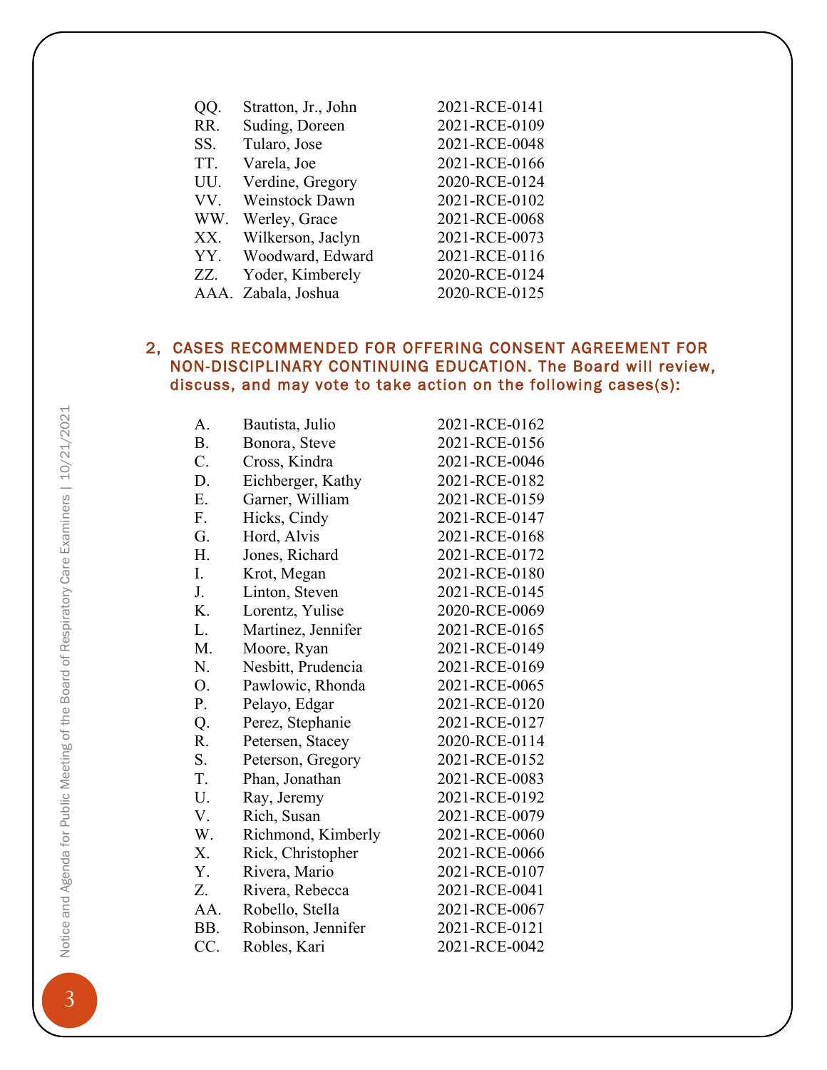| | | |
|---|---|---|
| QQ. | Stratton, Jr., John | 2021-RCE-0141 |
| RR. | Suding, Doreen | 2021-RCE-0109 |
| SS. | Tularo, Jose | 2021-RCE-0048 |
| TT. | Varela, Joe | 2021-RCE-0166 |
| UU. | Verdine, Gregory | 2020-RCE-0124 |
| VV. | Weinstock Dawn | 2021-RCE-0102 |
| WW. | Werley, Grace | 2021-RCE-0068 |
| XX. | Wilkerson, Jaclyn | 2021-RCE-0073 |
| YY. | Woodward, Edward | 2021-RCE-0116 |
| ZZ. | Yoder, Kimberely | 2020-RCE-0124 |
| AAA. | Zabala, Joshua | 2020-RCE-0125 |

## 2, CASES RECOMMENDED FOR OFFERING CONSENT AGREEMENT FOR NON-DISCIPLINARY CONTINUING EDUCATION. The Board will review, discuss, and may vote to take action on the following cases(s):

| | | |
|---|---|---|
| A. | Bautista, Julio | 2021-RCE-0162 |
| B. | Bonora, Steve | 2021-RCE-0156 |
| C. | Cross, Kindra | 2021-RCE-0046 |
| D. | Eichberger, Kathy | 2021-RCE-0182 |
| E. | Garner, William | 2021-RCE-0159 |
| F. | Hicks, Cindy | 2021-RCE-0147 |
| G. | Hord, Alvis | 2021-RCE-0168 |
| H. | Jones, Richard | 2021-RCE-0172 |
| I. | Krot, Megan | 2021-RCE-0180 |
| J. | Linton, Steven | 2021-RCE-0145 |
| K. | Lorentz, Yulise | 2020-RCE-0069 |
| L. | Martinez, Jennifer | 2021-RCE-0165 |
| M. | Moore, Ryan | 2021-RCE-0149 |
| N. | Nesbitt, Prudencia | 2021-RCE-0169 |
| O. | Pawlowic, Rhonda | 2021-RCE-0065 |
| P. | Pelayo, Edgar | 2021-RCE-0120 |
| Q. | Perez, Stephanie | 2021-RCE-0127 |
| R. | Petersen, Stacey | 2020-RCE-0114 |
| S. | Peterson, Gregory | 2021-RCE-0152 |
| T. | Phan, Jonathan | 2021-RCE-0083 |
| U. | Ray, Jeremy | 2021-RCE-0192 |
| V. | Rich, Susan | 2021-RCE-0079 |
| W. | Richmond, Kimberly | 2021-RCE-0060 |
| X. | Rick, Christopher | 2021-RCE-0066 |
| Y. | Rivera, Mario | 2021-RCE-0107 |
| Z. | Rivera, Rebecca | 2021-RCE-0041 |
| AA. | Robello, Stella | 2021-RCE-0067 |
| BB. | Robinson, Jennifer | 2021-RCE-0121 |
| CC. | Robles, Kari | 2021-RCE-0042 |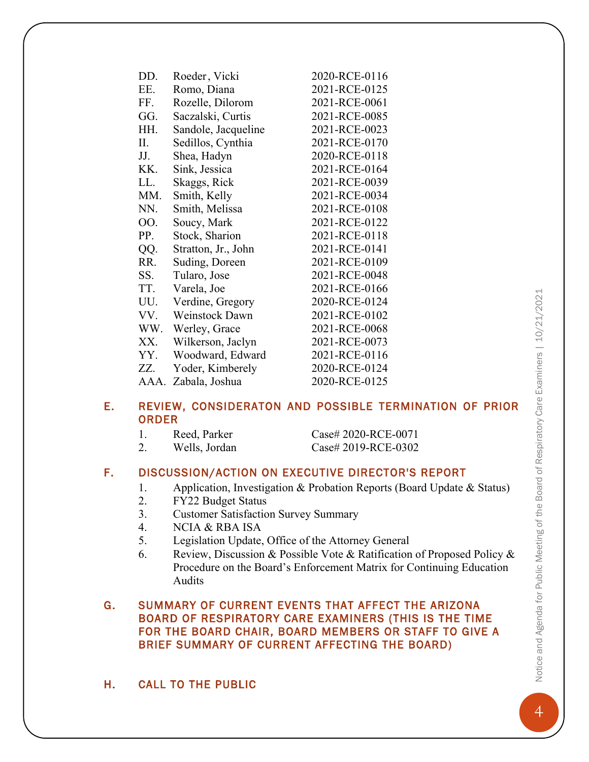| | | |
|---|---|---|
| DD. | Roeder , Vicki | 2020-RCE-0116 |
| EE. | Romo, Diana | 2021-RCE-0125 |
| FF. | Rozelle, Dilorom | 2021-RCE-0061 |
| GG. | Saczalski, Curtis | 2021-RCE-0085 |
| HH. | Sandole, Jacqueline | 2021-RCE-0023 |
| II. | Sedillos, Cynthia | 2021-RCE-0170 |
| JJ. | Shea, Hadyn | 2020-RCE-0118 |
| KK. | Sink, Jessica | 2021-RCE-0164 |
| LL. | Skaggs, Rick | 2021-RCE-0039 |
| MM. | Smith, Kelly | 2021-RCE-0034 |
| NN. | Smith, Melissa | 2021-RCE-0108 |
| OO. | Soucy, Mark | 2021-RCE-0122 |
| PP. | Stock, Sharion | 2021-RCE-0118 |
| QQ. | Stratton, Jr., John | 2021-RCE-0141 |
| RR. | Suding, Doreen | 2021-RCE-0109 |
| SS. | Tularo, Jose | 2021-RCE-0048 |
| TT. | Varela, Joe | 2021-RCE-0166 |
| UU. | Verdine, Gregory | 2020-RCE-0124 |
| VV. | Weinstock Dawn | 2021-RCE-0102 |
| WW. | Werley, Grace | 2021-RCE-0068 |
| XX. | Wilkerson, Jaclyn | 2021-RCE-0073 |
| YY. | Woodward, Edward | 2021-RCE-0116 |
| ZZ. | Yoder, Kimberely | 2020-RCE-0124 |
| AAA. | Zabala, Joshua | 2020-RCE-0125 |

## E. REVIEW, CONSIDERATON AND POSSIBLE TERMINATION OF PRIOR ORDER

1. Reed, Parker — Case# 2020-RCE-0071
2. Wells, Jordan — Case# 2019-RCE-0302

## F. DISCUSSION/ACTION ON EXECUTIVE DIRECTOR'S REPORT

1. Application, Investigation & Probation Reports (Board Update & Status)
2. FY22 Budget Status
3. Customer Satisfaction Survey Summary
4. NCIA & RBA ISA
5. Legislation Update, Office of the Attorney General
6. Review, Discussion & Possible Vote & Ratification of Proposed Policy & Procedure on the Board's Enforcement Matrix for Continuing Education Audits

## G. SUMMARY OF CURRENT EVENTS THAT AFFECT THE ARIZONA BOARD OF RESPIRATORY CARE EXAMINERS (THIS IS THE TIME FOR THE BOARD CHAIR, BOARD MEMBERS OR STAFF TO GIVE A BRIEF SUMMARY OF CURRENT AFFECTING THE BOARD)

## H. CALL TO THE PUBLIC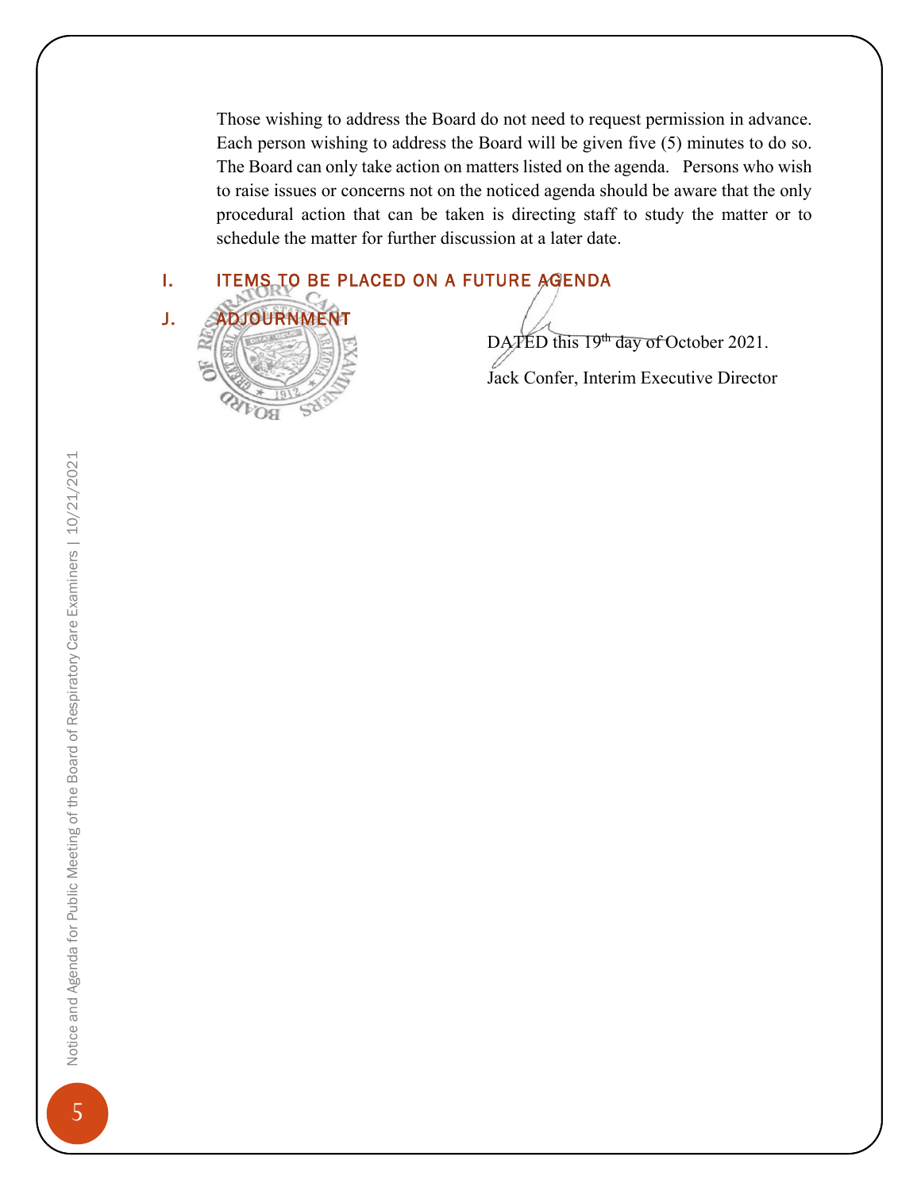Those wishing to address the Board do not need to request permission in advance. Each person wishing to address the Board will be given five (5) minutes to do so. The Board can only take action on matters listed on the agenda. Persons who wish to raise issues or concerns not on the noticed agenda should be aware that the only procedural action that can be taken is directing staff to study the matter or to schedule the matter for further discussion at a later date.

## I. ITEMS TO BE PLACED ON A FUTURE AGENDA

## J. ADJOURNMENT

DATED this 19th day of October 2021.

Jack Confer, Interim Executive Director